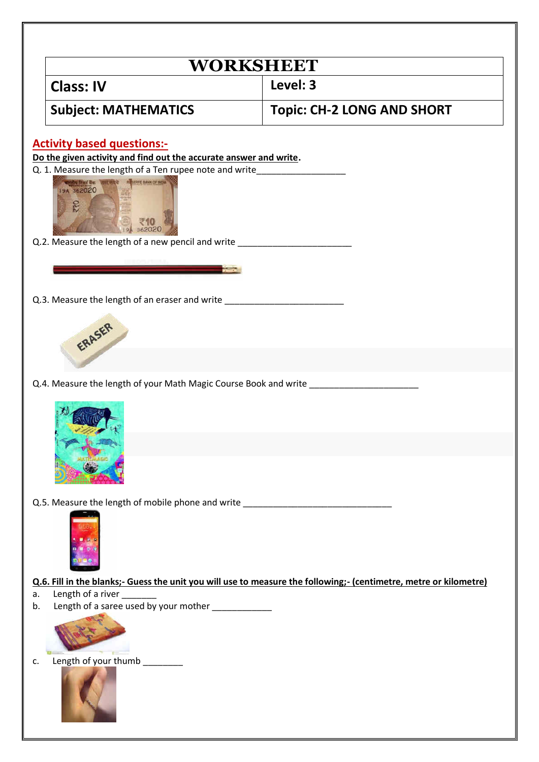# WORKSHEET

| Class: IV | Level: 3 |
|---|---|
| Subject: MATHEMATICS | Topic: CH-2 LONG AND SHORT |

## Activity based questions:-

**Do the given activity and find out the accurate answer and write.**

Q. 1. Measure the length of a Ten rupee note and write__________________

Q.2. Measure the length of a new pencil and write _______________________

Q.3. Measure the length of an eraser and write ________________________

Q.4. Measure the length of your Math Magic Course Book and write ______________________

Q.5. Measure the length of mobile phone and write ______________________________

**Q.6. Fill in the blanks;- Guess the unit you will use to measure the following;- (centimetre, metre or kilometre)**

a. Length of a river _______

b. Length of a saree used by your mother ____________

c. Length of your thumb ________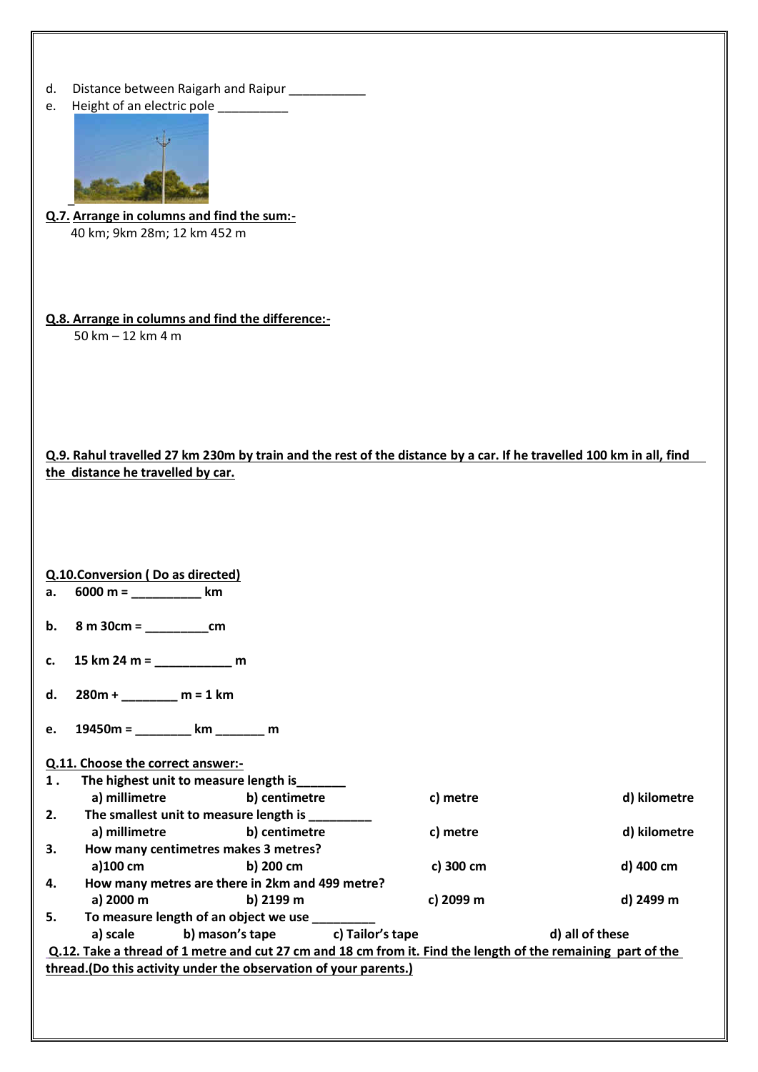d. Distance between Raigarh and Raipur ___________

e. Height of an electric pole __________

**Q.7. Arrange in columns and find the sum:-**

40 km; 9km 28m; 12 km 452 m

**Q.8. Arrange in columns and find the difference:-**

50 km – 12 km 4 m

**Q.9. Rahul travelled 27 km 230m by train and the rest of the distance by a car. If he travelled 100 km in all, find the distance he travelled by car.**

**Q.10.Conversion ( Do as directed)**

**a.** **6000 m = __________ km**

**b.** **8 m 30cm = _________cm**

**c.** **15 km 24 m = ___________ m**

**d.** **280m + ________ m = 1 km**

**e.** **19450m = ________ km _______ m**

**Q.11. Choose the correct answer:-**

**1 .** **The highest unit to measure length is_______**
**a) millimetre** **b) centimetre** **c) metre** **d) kilometre**

**2.** **The smallest unit to measure length is _________**
**a) millimetre** **b) centimetre** **c) metre** **d) kilometre**

**3.** **How many centimetres makes 3 metres?**
**a)100 cm** **b) 200 cm** **c) 300 cm** **d) 400 cm**

**4.** **How many metres are there in 2km and 499 metre?**
**a) 2000 m** **b) 2199 m** **c) 2099 m** **d) 2499 m**

**5.** **To measure length of an object we use _________**
**a) scale** **b) mason's tape** **c) Tailor's tape** **d) all of these**

**Q.12. Take a thread of 1 metre and cut 27 cm and 18 cm from it. Find the length of the remaining part of the thread.(Do this activity under the observation of your parents.)**